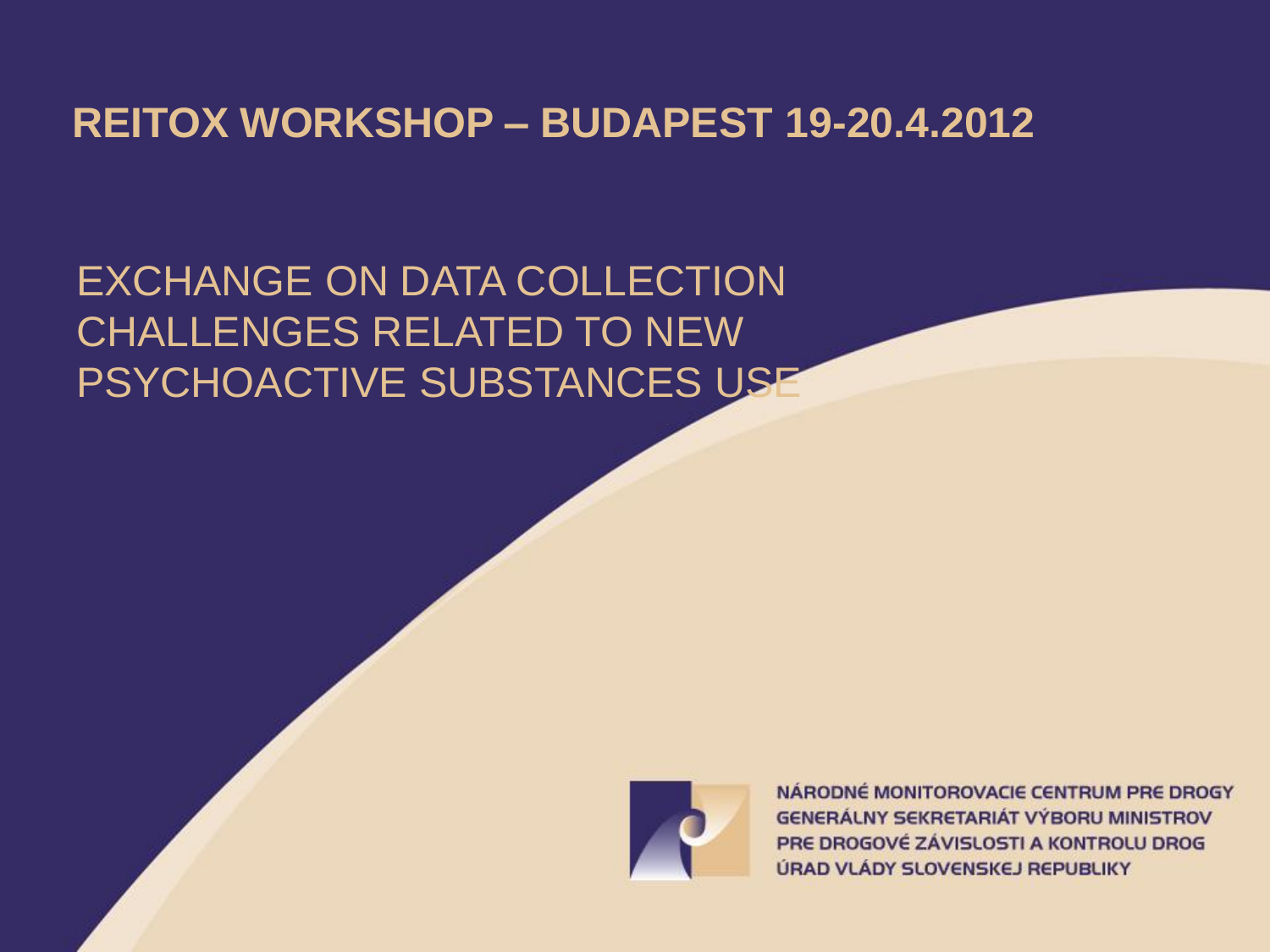# REITOX WORKSHOP – BUDAPEST 19-20.4.2012

## EXCHANGE ON DATA COLLECTION CHALLENGES RELATED TO NEW PSYCHOACTIVE SUBSTANCES USE

NÁRODNÉ MONITOROVACIE CENTRUM PRE DROGY
GENERÁLNY SEKRETARIÁT VÝBORU MINISTROV
PRE DROGOVÉ ZÁVISLOSTI A KONTROLU DROG
ÚRAD VLÁDY SLOVENSKEJ REPUBLIKY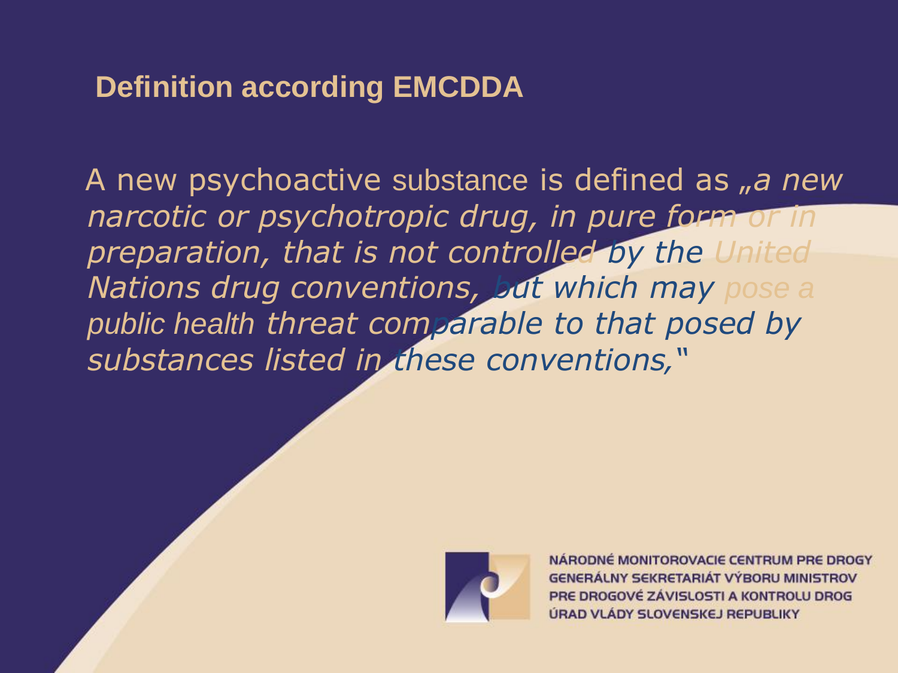## Definition according EMCDDA

A new psychoactive substance is defined as „*a new narcotic or psychotropic drug, in pure form or in preparation, that is not controlled by the United Nations drug conventions, but which may pose a public health threat comparable to that posed by substances listed in these conventions,*"

NÁRODNÉ MONITOROVACIE CENTRUM PRE DROGY
GENERÁLNY SEKRETARIÁT VÝBORU MINISTROV
PRE DROGOVÉ ZÁVISLOSTI A KONTROLU DROG
ÚRAD VLÁDY SLOVENSKEJ REPUBLIKY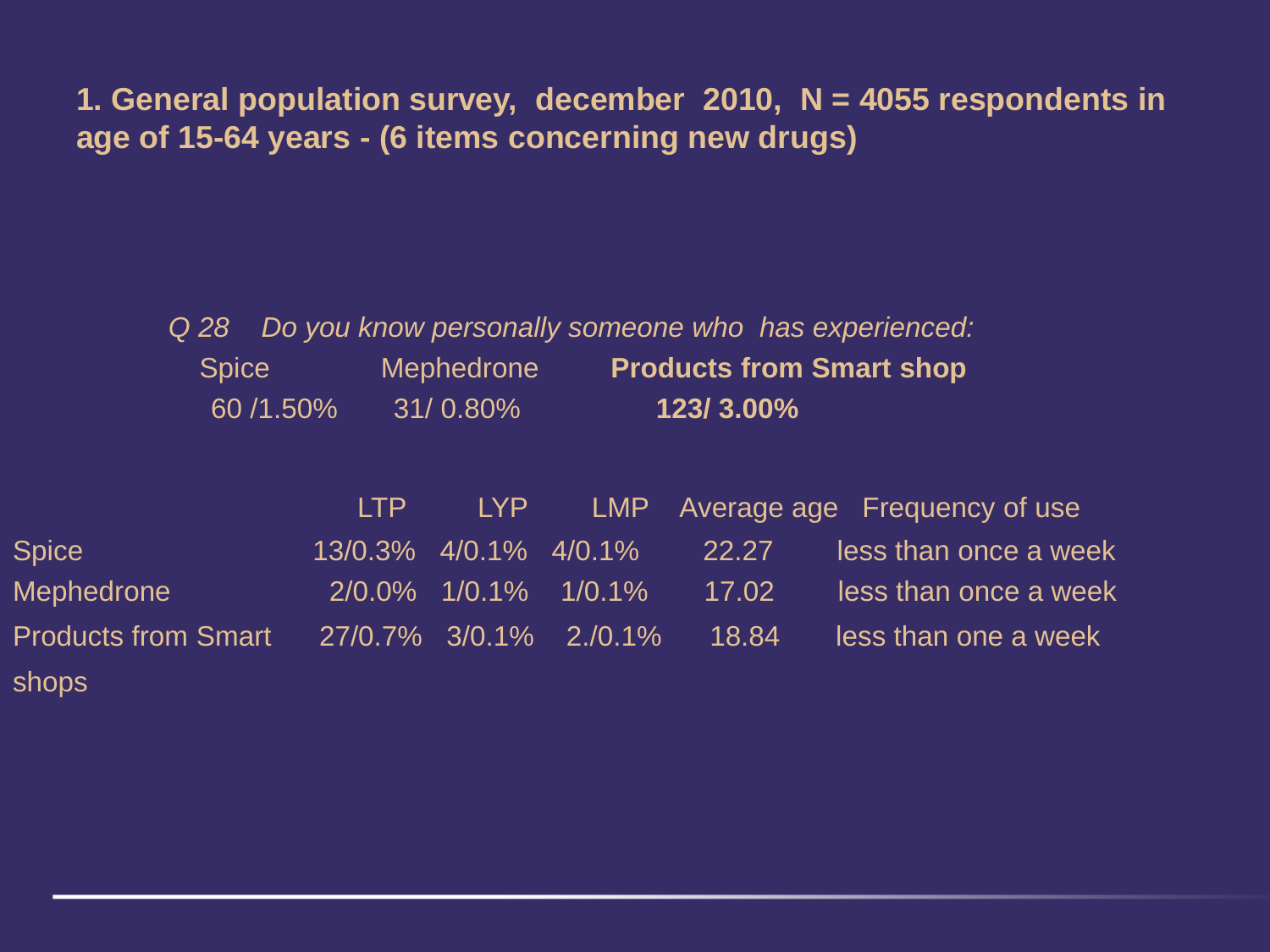**1. General population survey, december 2010, N = 4055 respondents in age of 15-64 years - (6 items concerning new drugs)**

*Q 28 Do you know personally someone who has experienced:*

| Spice | Mephedrone | **Products from Smart shop** |
|---|---|---|
| 60 /1.50% | 31/ 0.80% | **123/ 3.00%** |

| | LTP | LYP | LMP | Average age | Frequency of use |
|---|---|---|---|---|---|
| Spice | 13/0.3% | 4/0.1% | 4/0.1% | 22.27 | less than once a week |
| Mephedrone | 2/0.0% | 1/0.1% | 1/0.1% | 17.02 | less than once a week |
| Products from Smart shops | 27/0.7% | 3/0.1% | 2./0.1% | 18.84 | less than one a week |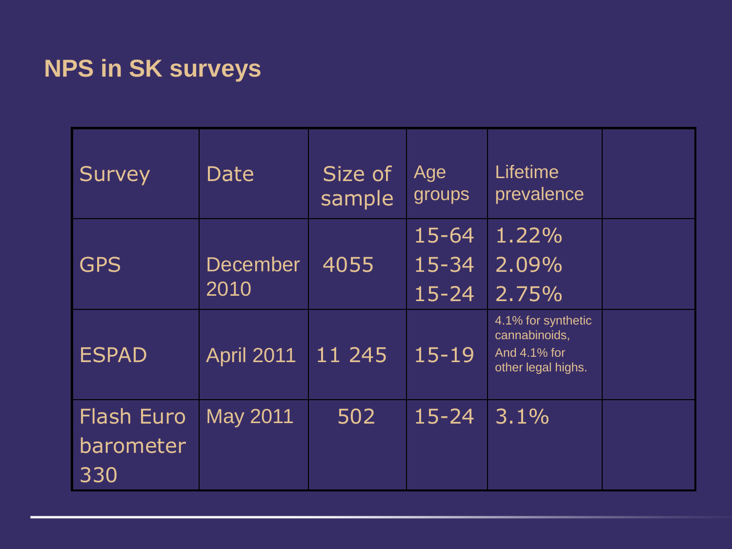## NPS in SK surveys

| Survey | Date | Size of sample | Age groups | Lifetime prevalence | |
|---|---|---|---|---|---|
| GPS | December 2010 | 4055 | 15-64<br>15-34<br>15-24 | 1.22%<br>2.09%<br>2.75% | |
| ESPAD | April 2011 | 11 245 | 15-19 | 4.1% for synthetic cannabinoids,<br>And 4.1% for other legal highs. | |
| Flash Euro barometer 330 | May 2011 | 502 | 15-24 | 3.1% | |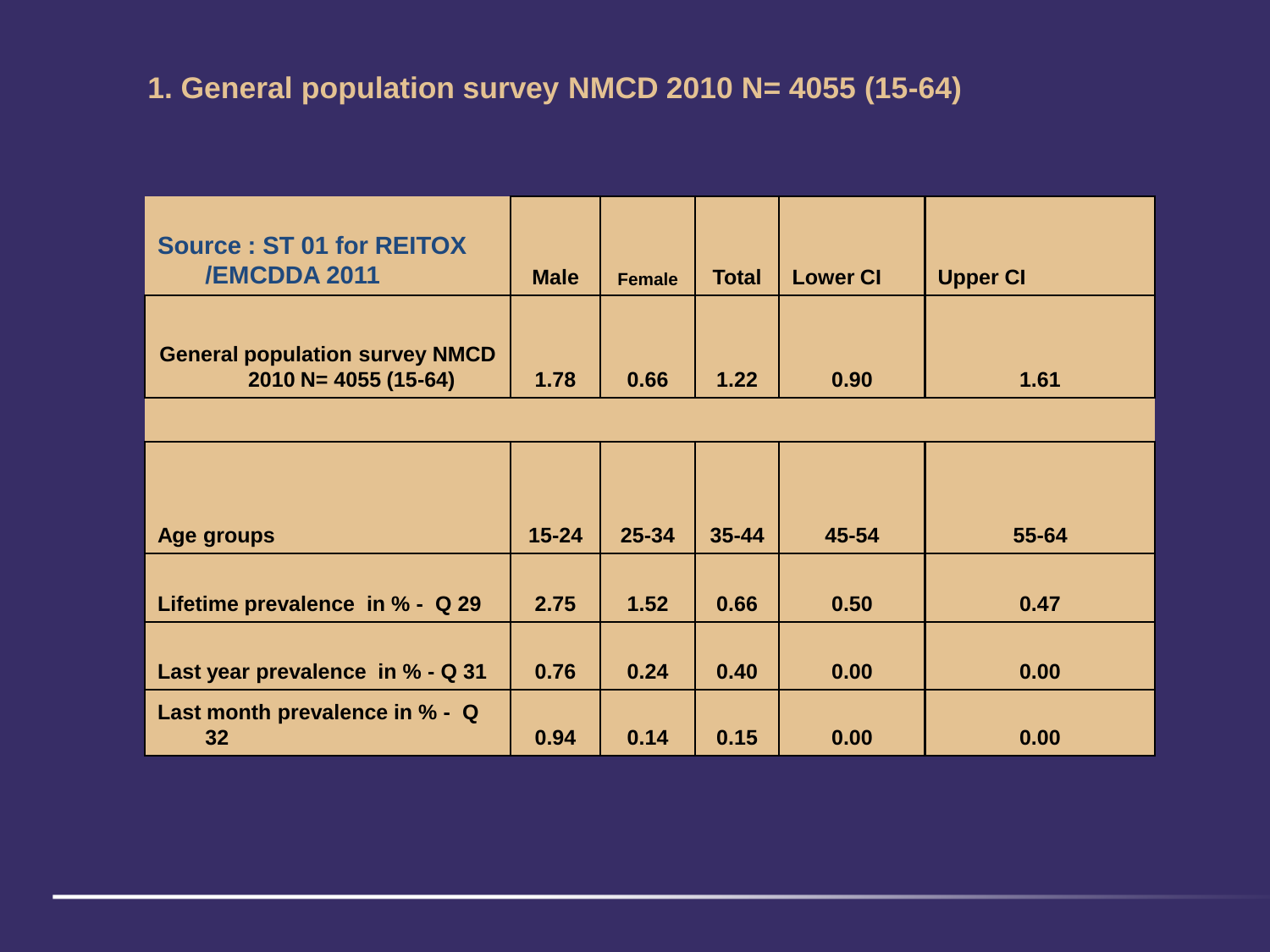# 1. General population survey NMCD 2010 N= 4055 (15-64)

| Source : ST 01 for REITOX /EMCDDA 2011 | Male | Female | Total | Lower CI | Upper CI |
|---|---|---|---|---|---|
| General population survey NMCD 2010 N= 4055 (15-64) | 1.78 | 0.66 | 1.22 | 0.90 | 1.61 |
| | | | | | |
| Age groups | 15-24 | 25-34 | 35-44 | 45-54 | 55-64 |
| Lifetime prevalence in % - Q 29 | 2.75 | 1.52 | 0.66 | 0.50 | 0.47 |
| Last year prevalence in % - Q 31 | 0.76 | 0.24 | 0.40 | 0.00 | 0.00 |
| Last month prevalence in % - Q 32 | 0.94 | 0.14 | 0.15 | 0.00 | 0.00 |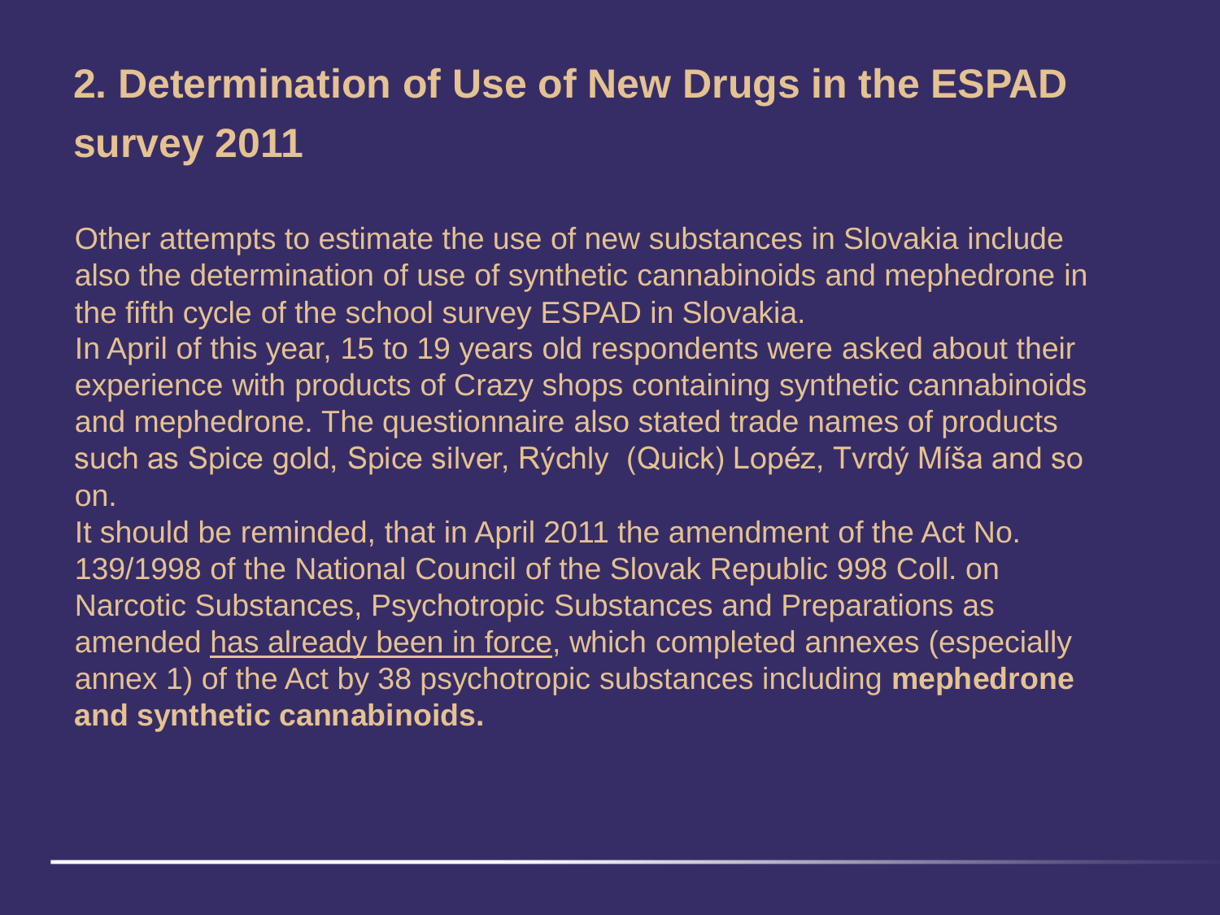# 2. Determination of Use of New Drugs in the ESPAD survey 2011

Other attempts to estimate the use of new substances in Slovakia include also the determination of use of synthetic cannabinoids and mephedrone in the fifth cycle of the school survey ESPAD in Slovakia.

In April of this year, 15 to 19 years old respondents were asked about their experience with products of Crazy shops containing synthetic cannabinoids and mephedrone. The questionnaire also stated trade names of products such as Spice gold, Spice silver, Rýchly (Quick) Lopéz, Tvrdý Míša and so on.

It should be reminded, that in April 2011 the amendment of the Act No. 139/1998 of the National Council of the Slovak Republic 998 Coll. on Narcotic Substances, Psychotropic Substances and Preparations as amended has already been in force, which completed annexes (especially annex 1) of the Act by 38 psychotropic substances including **mephedrone and synthetic cannabinoids.**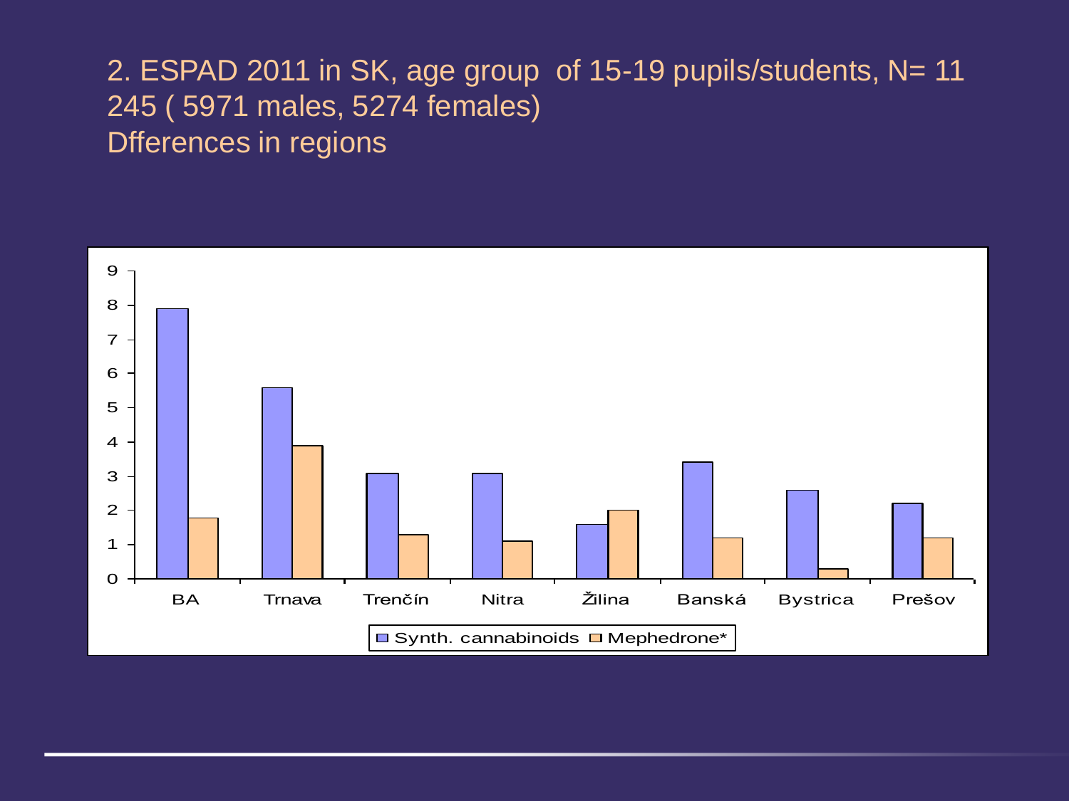## 2. ESPAD 2011 in SK, age group of 15-19 pupils/students, N= 11 245 ( 5971 males, 5274 females)

## Dfferences in regions

| Region | Synth. cannabinoids | Mephedrone* |
| --- | --- | --- |
| BA | 7.9 | 1.8 |
| Trnava | 5.6 | 3.9 |
| Trenčín | 3.1 | 1.3 |
| Nitra | 3.1 | 1.1 |
| Žilina | 1.6 | 2.0 |
| Banská Bystrica | 3.4 | 1.2 |
| Bystrica | 2.6 | 0.3 |
| Prešov | 2.2 | 1.2 |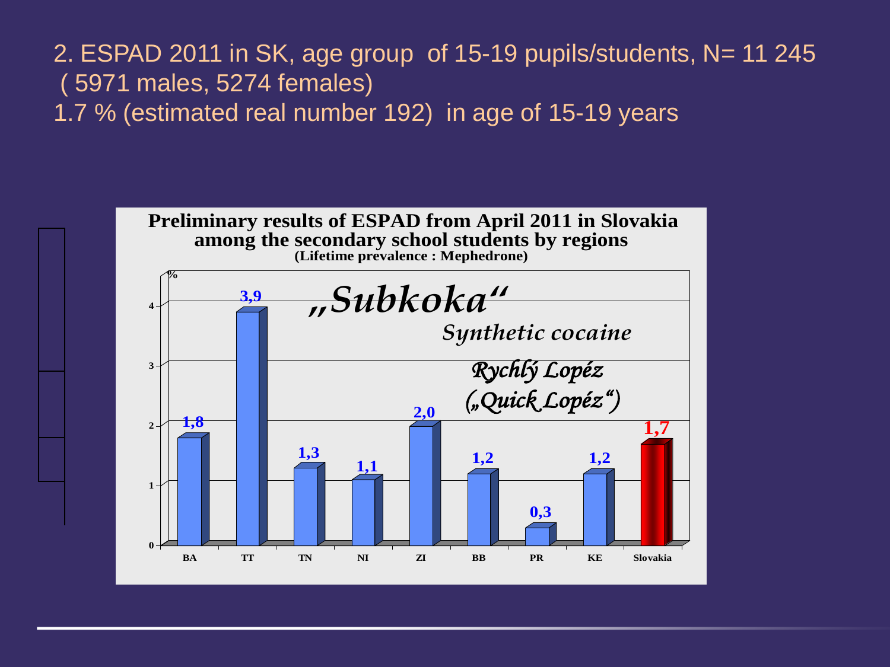2. ESPAD 2011 in SK, age group of 15-19 pupils/students, N= 11 245 ( 5971 males, 5274 females)

1.7 % (estimated real number 192) in age of 15-19 years

**Preliminary results of ESPAD from April 2011 in Slovakia among the secondary school students by regions**
**(Lifetime prevalence : Mephedrone)**

*„Subkoka“*

*Synthetic cocaine*

*Rychlý Lopéz („Quick Lopéz“)*

| Region | % |
|---|---|
| BA | 1,8 |
| TT | 3,9 |
| TN | 1,3 |
| NI | 1,1 |
| ZI | 2,0 |
| BB | 1,2 |
| PR | 0,3 |
| KE | 1,2 |
| Slovakia | 1,7 |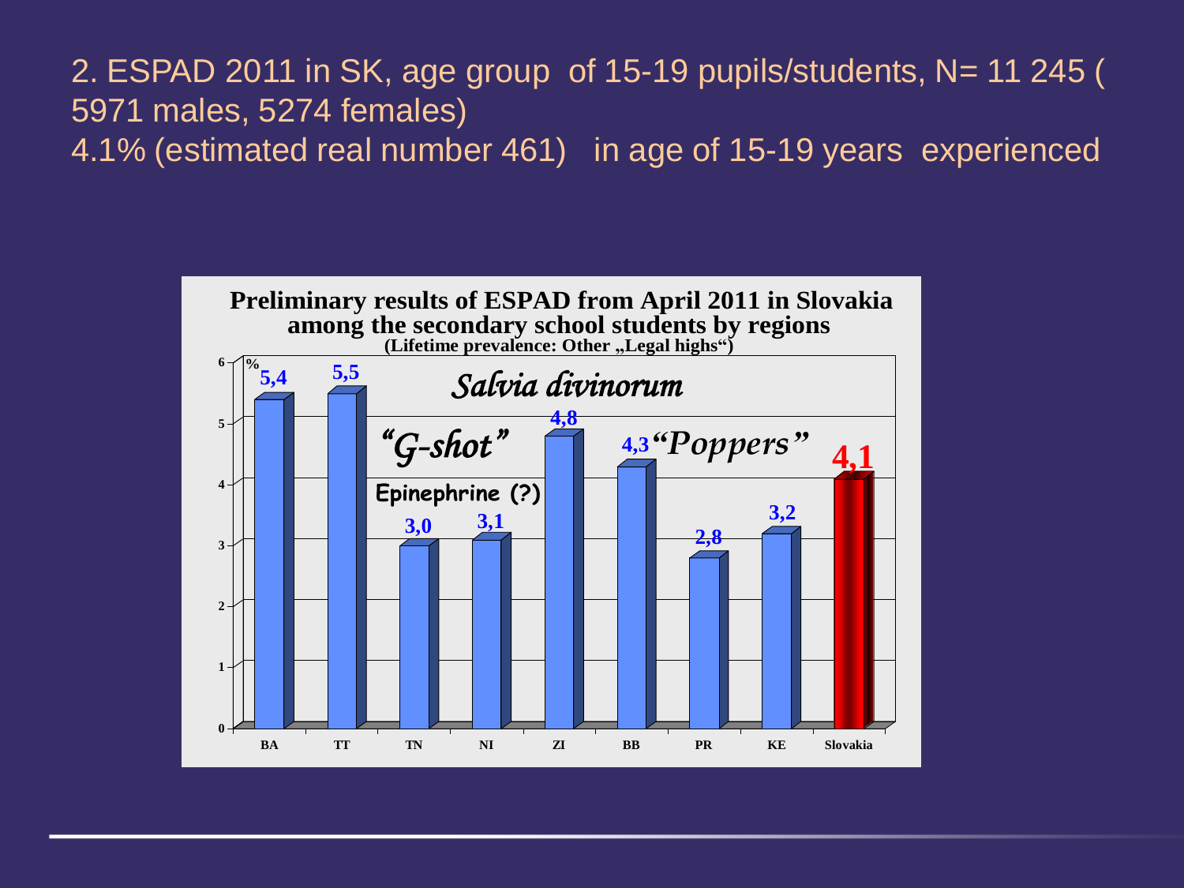2. ESPAD 2011 in SK, age group of 15-19 pupils/students, N= 11 245 ( 5971 males, 5274 females)

4.1% (estimated real number 461) in age of 15-19 years experienced

**Preliminary results of ESPAD from April 2011 in Slovakia among the secondary school students by regions**

**(Lifetime prevalence: Other „Legal highs")**

*Salvia divinorum*

*"G-shot"*

Epinephrine (?)

*"Poppers"*

| Region | % |
|---|---|
| BA | 5,4 |
| TT | 5,5 |
| TN | 3,0 |
| NI | 3,1 |
| ZI | 4,8 |
| BB | 4,3 |
| PR | 2,8 |
| KE | 3,2 |
| Slovakia | 4,1 |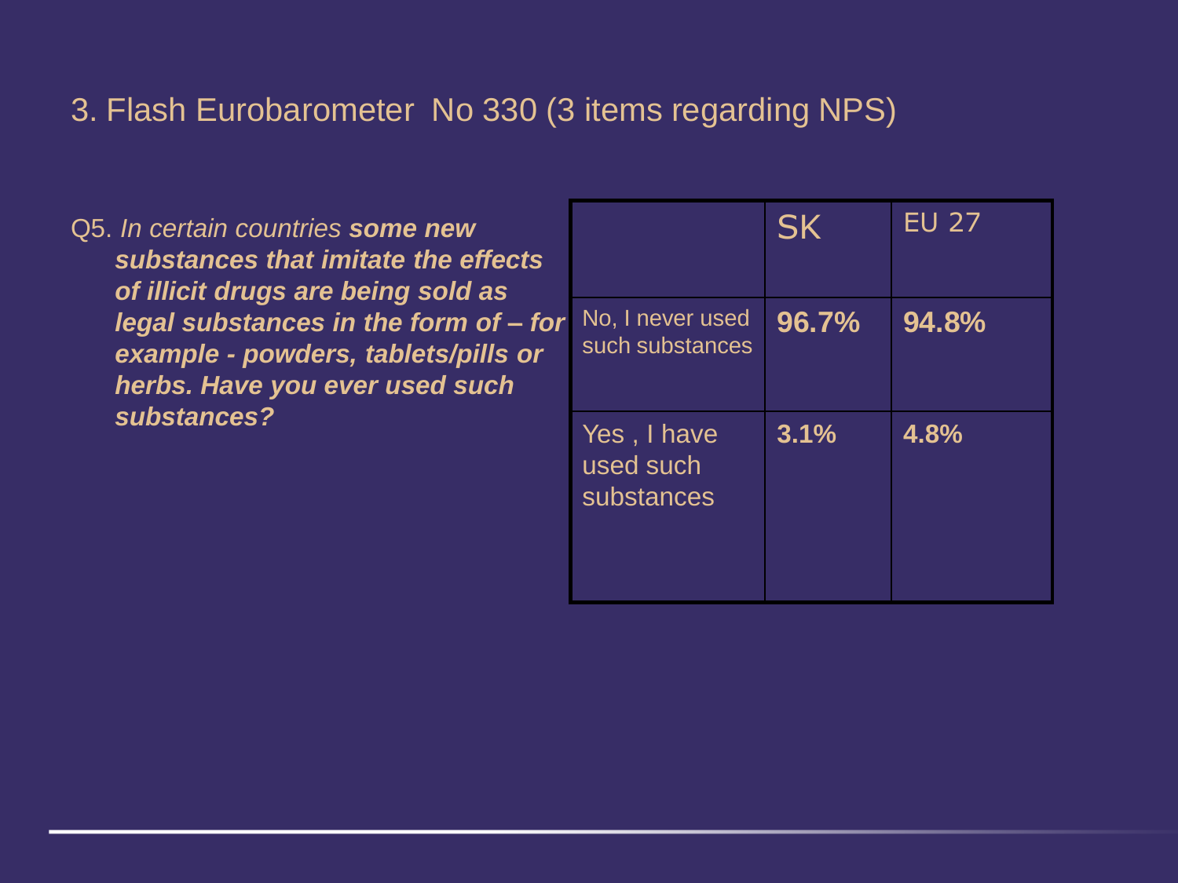# 3. Flash Eurobarometer No 330 (3 items regarding NPS)

Q5. *In certain countries* ***some new substances that imitate the effects of illicit drugs are being sold as legal substances in the form of – for example - powders, tablets/pills or herbs. Have you ever used such substances?***

| | SK | EU 27 |
|---|---|---|
| No, I never used such substances | **96.7%** | **94.8%** |
| Yes , I have used such substances | **3.1%** | **4.8%** |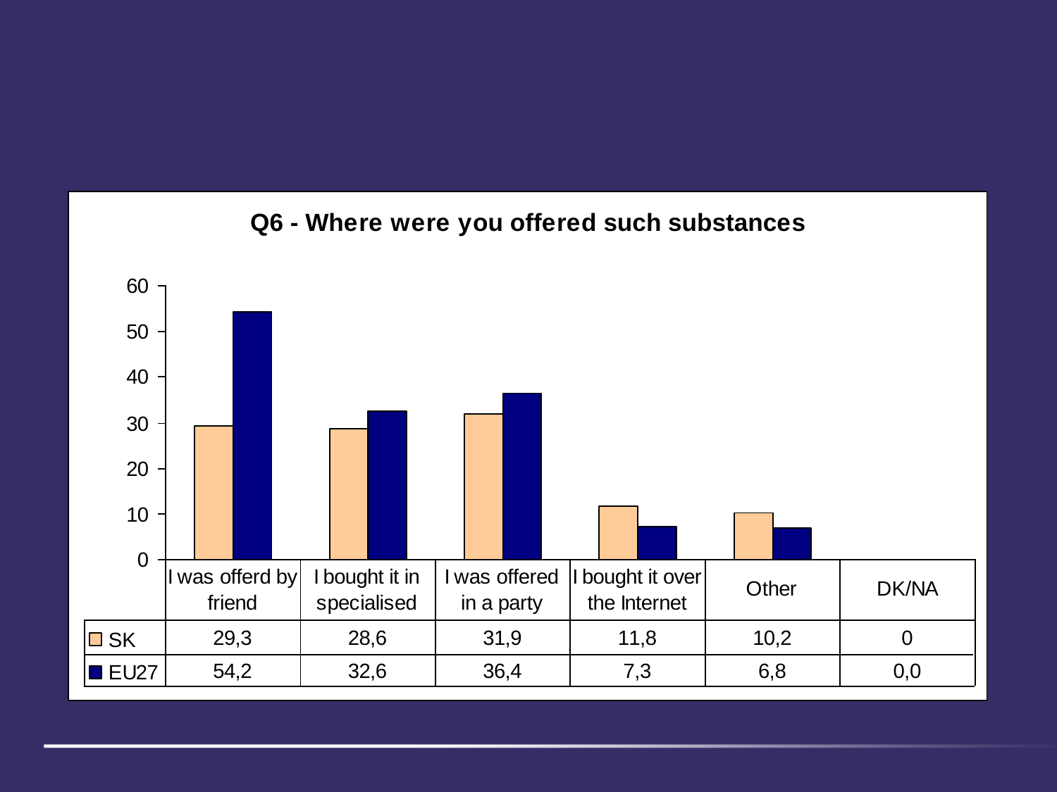## Q6 - Where were you offered such substances

| | I was offerd by friend | I bought it in specialised | I was offered in a party | I bought it over the Internet | Other | DK/NA |
|---|---|---|---|---|---|---|
| SK | 29,3 | 28,6 | 31,9 | 11,8 | 10,2 | 0 |
| EU27 | 54,2 | 32,6 | 36,4 | 7,3 | 6,8 | 0,0 |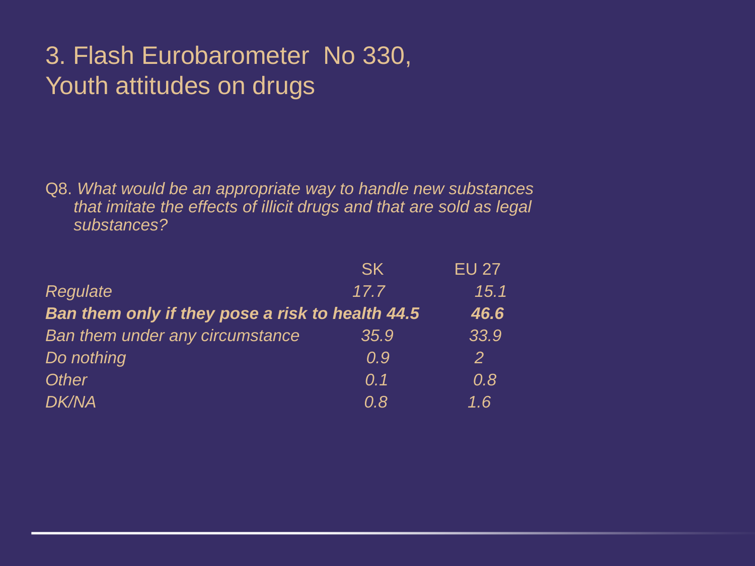# 3. Flash Eurobarometer No 330, Youth attitudes on drugs

Q8. *What would be an appropriate way to handle new substances that imitate the effects of illicit drugs and that are sold as legal substances?*

| | SK | EU 27 |
|---|---|---|
| *Regulate* | *17.7* | *15.1* |
| ***Ban them only if they pose a risk to health*** | ***44.5*** | ***46.6*** |
| *Ban them under any circumstance* | *35.9* | *33.9* |
| *Do nothing* | *0.9* | *2* |
| *Other* | *0.1* | *0.8* |
| *DK/NA* | *0.8* | *1.6* |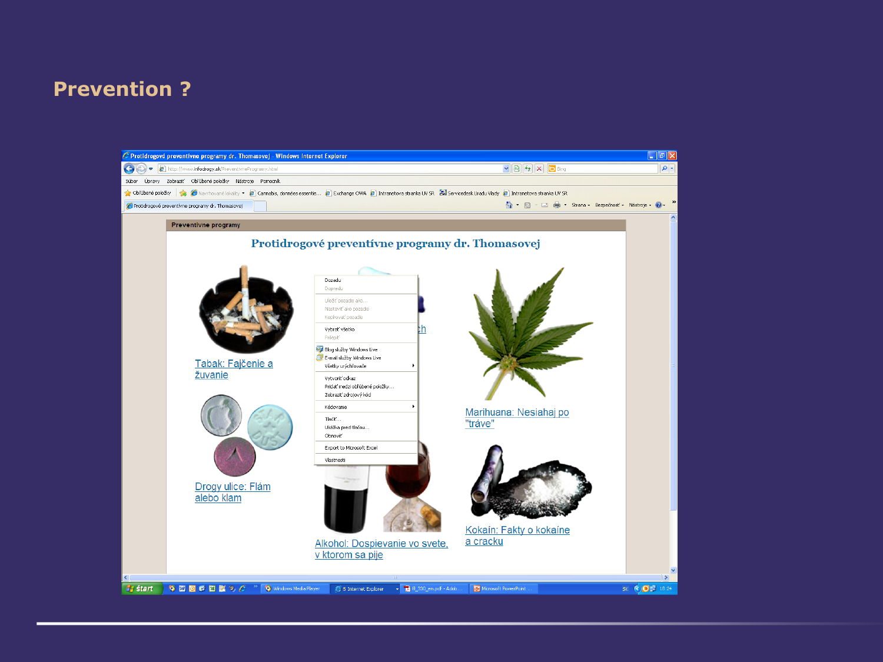# Prevention ?

Protidrogové preventívne programy dr. Thomasovej

Tabak: Fajčenie a žuvanie

Drogy ulice: Flám alebo klam

Alkohol: Dospievanie vo svete, v ktorom sa pije

Marihuana: Nesiahaj po "tráve"

Kokain: Fakty o kokaine a cracku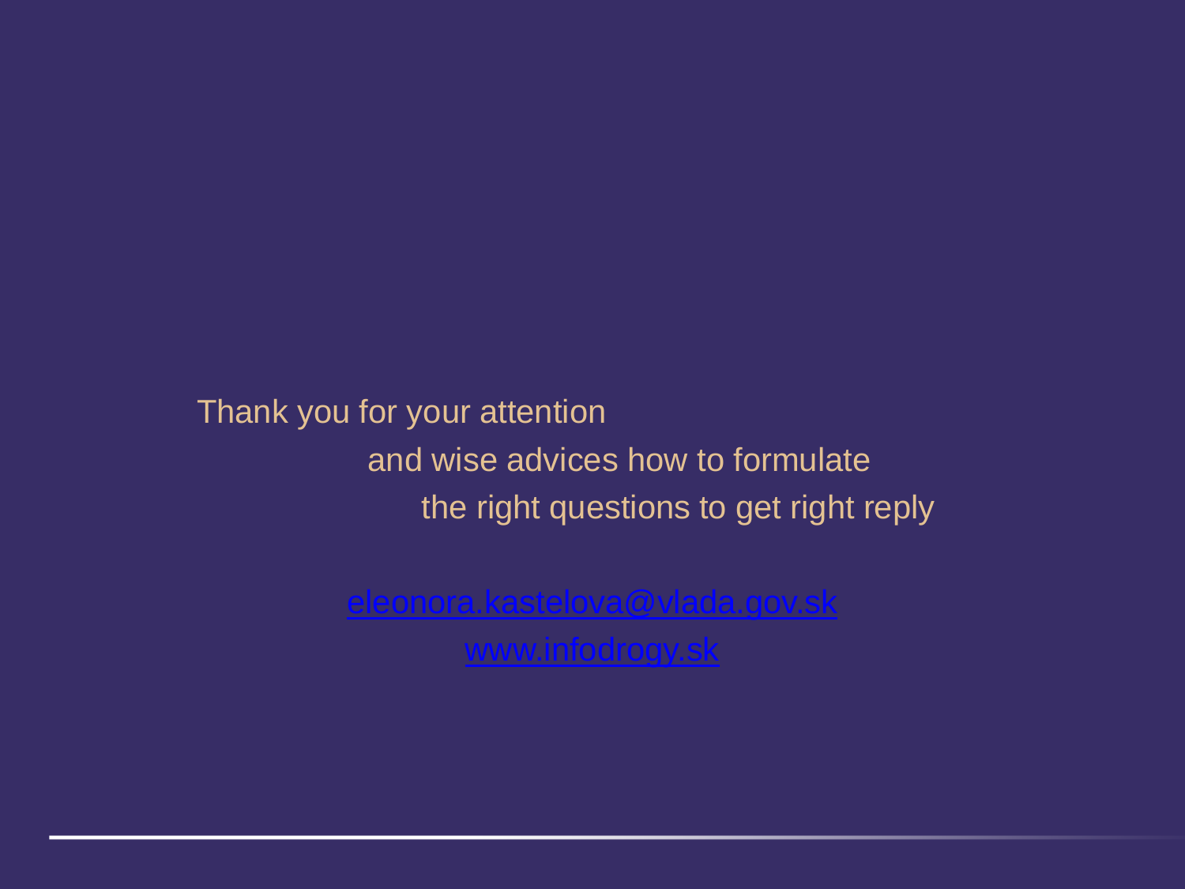Thank you for your attention

and wise advices how to formulate

the right questions to get right reply

eleonora.kastelova@vlada.gov.sk

www.infodrogy.sk